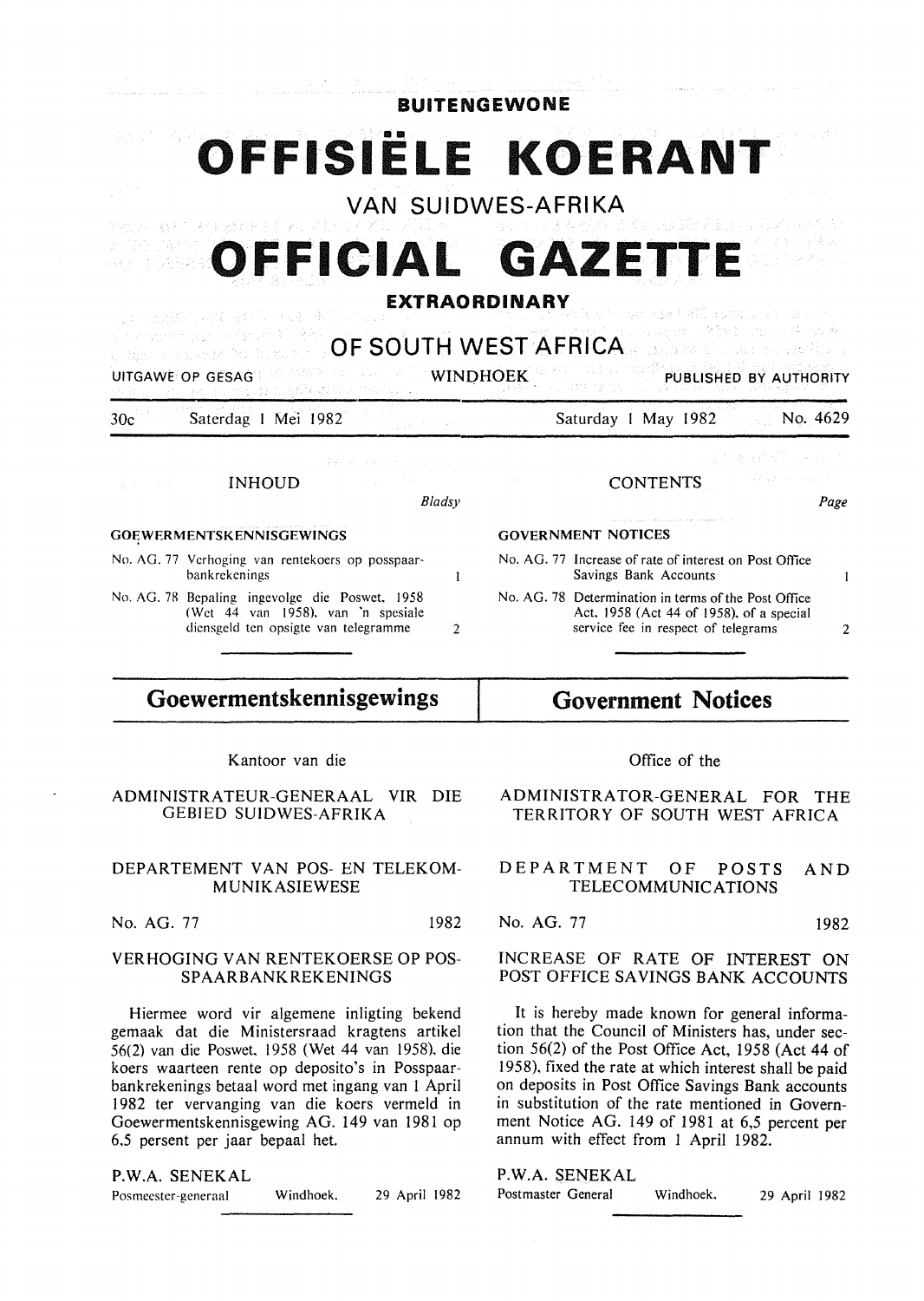# BUITENGEWONE

# OFFISIËLE KOERANT

## VAN SUIDWES-AFRIKA

# OFFICIAL GAZETTE

## EXTRAORDINARY

## OF SOUTH WEST AFRICA

UITGAWE OP GESAG — WINDHOEK — PUBLISHED BY AUTHORITY

30c — Saterdag 1 Mei 1982 — Saturday 1 May 1982 — No. 4629

### INHOUD

| | | *Bladsy* |
|---|---|---|
| **GOEWERMENTSKENNISGEWINGS** | | |
| No. AG. 77 | Verhoging van rentekoers op posspaarbankrekenings | 1 |
| No. AG. 78 | Bepaling ingevolge die Poswet, 1958 (Wet 44 van 1958), van 'n spesiale diensgeld ten opsigte van telegramme | 2 |

### CONTENTS

| | | *Page* |
|---|---|---|
| **GOVERNMENT NOTICES** | | |
| No. AG. 77 | Increase of rate of interest on Post Office Savings Bank Accounts | 1 |
| No. AG. 78 | Determination in terms of the Post Office Act, 1958 (Act 44 of 1958), of a special service fee in respect of telegrams | 2 |

## Goewermentskennisgewings

Kantoor van die

ADMINISTRATEUR-GENERAAL VIR DIE GEBIED SUIDWES-AFRIKA

DEPARTEMENT VAN POS- EN TELEKOMMUNIKASIEWESE

No. AG. 77 — 1982

### VERHOGING VAN RENTEKOERSE OP POSSPAARBANKREKENINGS

Hiermee word vir algemene inligting bekend gemaak dat die Ministersraad kragtens artikel 56(2) van die Poswet, 1958 (Wet 44 van 1958), die koers waarteen rente op deposito's in Posspaarbankrekenings betaal word met ingang van 1 April 1982 ter vervanging van die koers vermeld in Goewermentskennisgewing AG. 149 van 1981 op 6,5 persent per jaar bepaal het.

P.W.A. SENEKAL
Posmeester-generaal — Windhoek, — 29 April 1982

## Government Notices

Office of the

ADMINISTRATOR-GENERAL FOR THE TERRITORY OF SOUTH WEST AFRICA

DEPARTMENT OF POSTS AND TELECOMMUNICATIONS

No. AG. 77 — 1982

### INCREASE OF RATE OF INTEREST ON POST OFFICE SAVINGS BANK ACCOUNTS

It is hereby made known for general information that the Council of Ministers has, under section 56(2) of the Post Office Act, 1958 (Act 44 of 1958), fixed the rate at which interest shall be paid on deposits in Post Office Savings Bank accounts in substitution of the rate mentioned in Government Notice AG. 149 of 1981 at 6,5 percent per annum with effect from 1 April 1982.

P.W.A. SENEKAL
Postmaster General — Windhoek, — 29 April 1982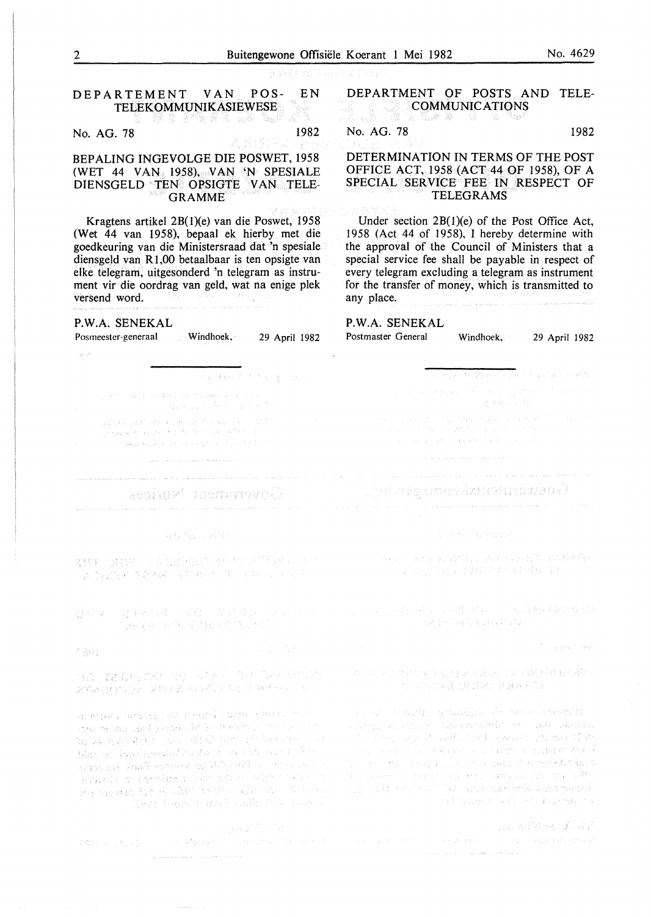## DEPARTEMENT VAN POS- EN TELEKOMMUNIKASIEWESE

No. AG. 78 1982

### BEPALING INGEVOLGE DIE POSWET, 1958 (WET 44 VAN 1958), VAN 'N SPESIALE DIENSGELD TEN OPSIGTE VAN TELEGRAMME

Kragtens artikel 2B(1)(e) van die Poswet, 1958 (Wet 44 van 1958), bepaal ek hierby met die goedkeuring van die Ministersraad dat 'n spesiale diensgeld van R1,00 betaalbaar is ten opsigte van elke telegram, uitgesonderd 'n telegram as instrument vir die oordrag van geld, wat na enige plek versend word.

P.W.A. SENEKAL

Posmeester-generaal Windhoek, 29 April 1982

## DEPARTMENT OF POSTS AND TELECOMMUNICATIONS

No. AG. 78 1982

### DETERMINATION IN TERMS OF THE POST OFFICE ACT, 1958 (ACT 44 OF 1958), OF A SPECIAL SERVICE FEE IN RESPECT OF TELEGRAMS

Under section 2B(1)(e) of the Post Office Act, 1958 (Act 44 of 1958), I hereby determine with the approval of the Council of Ministers that a special service fee shall be payable in respect of every telegram excluding a telegram as instrument for the transfer of money, which is transmitted to any place.

P.W.A. SENEKAL

Postmaster General Windhoek, 29 April 1982